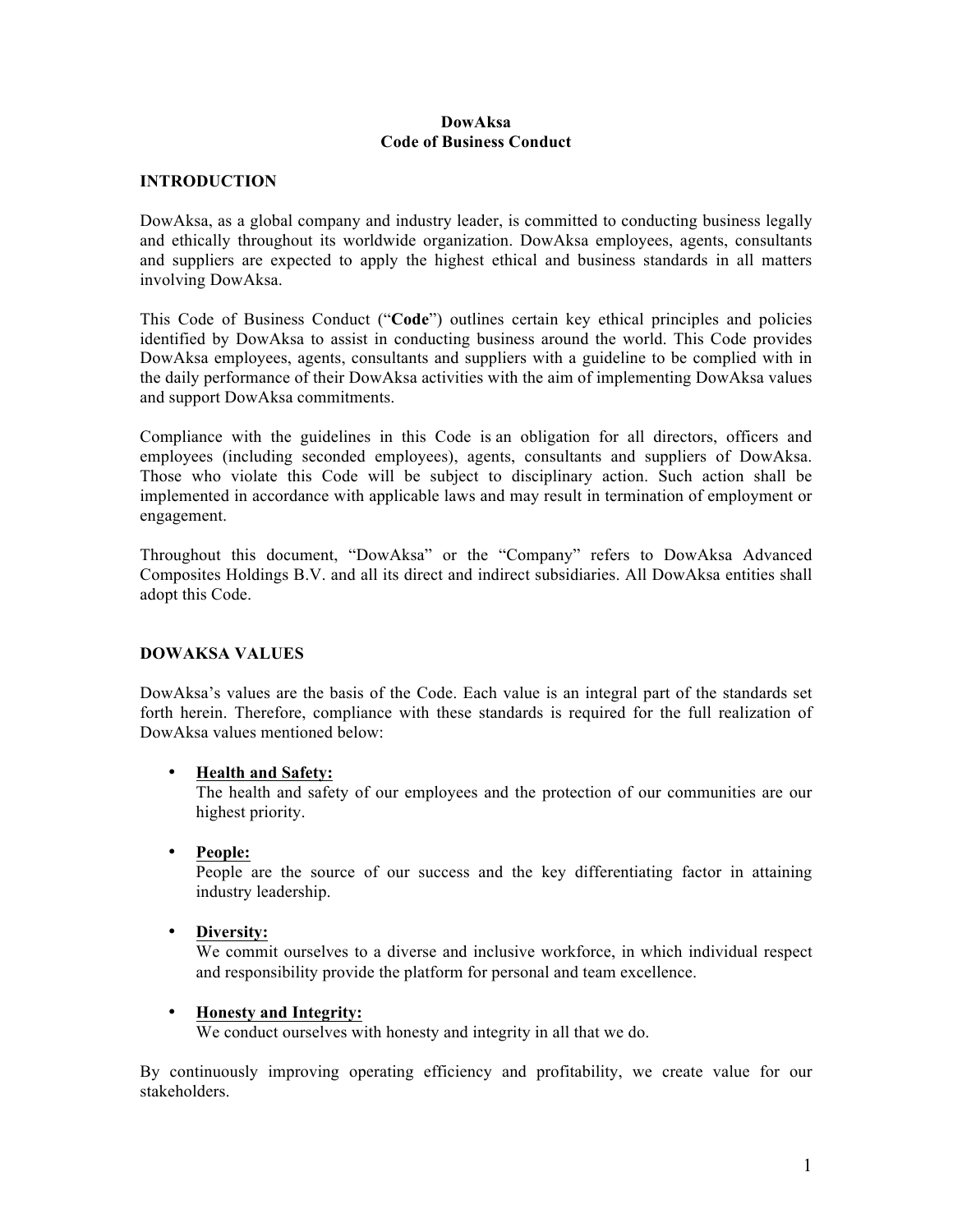# DowAksa
# Code of Business Conduct

## INTRODUCTION

DowAksa, as a global company and industry leader, is committed to conducting business legally and ethically throughout its worldwide organization. DowAksa employees, agents, consultants and suppliers are expected to apply the highest ethical and business standards in all matters involving DowAksa.

This Code of Business Conduct ("**Code**") outlines certain key ethical principles and policies identified by DowAksa to assist in conducting business around the world. This Code provides DowAksa employees, agents, consultants and suppliers with a guideline to be complied with in the daily performance of their DowAksa activities with the aim of implementing DowAksa values and support DowAksa commitments.

Compliance with the guidelines in this Code is an obligation for all directors, officers and employees (including seconded employees), agents, consultants and suppliers of DowAksa. Those who violate this Code will be subject to disciplinary action. Such action shall be implemented in accordance with applicable laws and may result in termination of employment or engagement.

Throughout this document, "DowAksa" or the "Company" refers to DowAksa Advanced Composites Holdings B.V. and all its direct and indirect subsidiaries. All DowAksa entities shall adopt this Code.

## DOWAKSA VALUES

DowAksa's values are the basis of the Code. Each value is an integral part of the standards set forth herein. Therefore, compliance with these standards is required for the full realization of DowAksa values mentioned below:

- **Health and Safety:**
  The health and safety of our employees and the protection of our communities are our highest priority.

- **People:**
  People are the source of our success and the key differentiating factor in attaining industry leadership.

- **Diversity:**
  We commit ourselves to a diverse and inclusive workforce, in which individual respect and responsibility provide the platform for personal and team excellence.

- **Honesty and Integrity:**
  We conduct ourselves with honesty and integrity in all that we do.

By continuously improving operating efficiency and profitability, we create value for our stakeholders.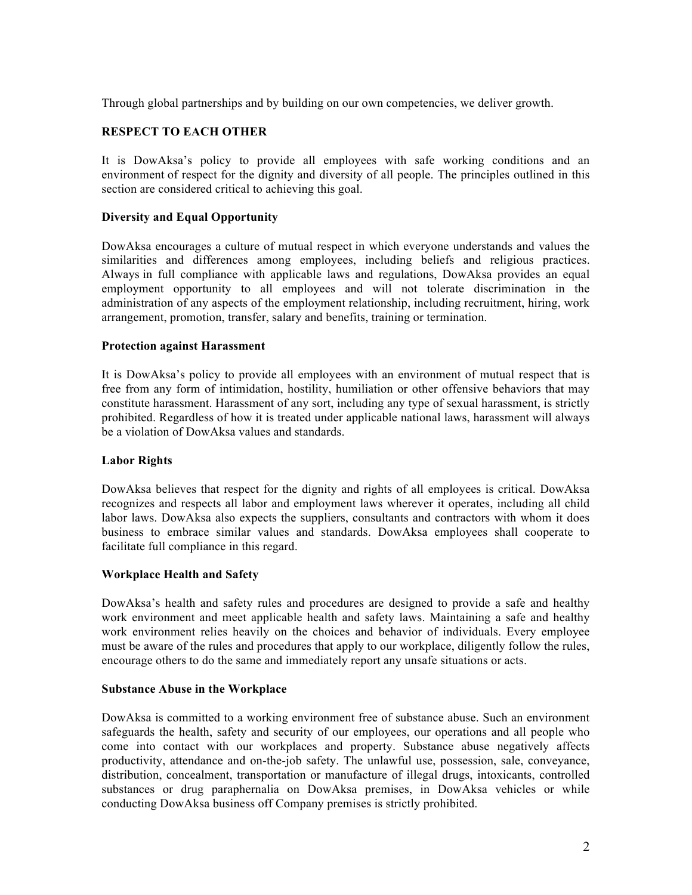Through global partnerships and by building on our own competencies, we deliver growth.

## RESPECT TO EACH OTHER

It is DowAksa's policy to provide all employees with safe working conditions and an environment of respect for the dignity and diversity of all people. The principles outlined in this section are considered critical to achieving this goal.

### Diversity and Equal Opportunity

DowAksa encourages a culture of mutual respect in which everyone understands and values the similarities and differences among employees, including beliefs and religious practices. Always in full compliance with applicable laws and regulations, DowAksa provides an equal employment opportunity to all employees and will not tolerate discrimination in the administration of any aspects of the employment relationship, including recruitment, hiring, work arrangement, promotion, transfer, salary and benefits, training or termination.

### Protection against Harassment

It is DowAksa's policy to provide all employees with an environment of mutual respect that is free from any form of intimidation, hostility, humiliation or other offensive behaviors that may constitute harassment. Harassment of any sort, including any type of sexual harassment, is strictly prohibited. Regardless of how it is treated under applicable national laws, harassment will always be a violation of DowAksa values and standards.

### Labor Rights

DowAksa believes that respect for the dignity and rights of all employees is critical. DowAksa recognizes and respects all labor and employment laws wherever it operates, including all child labor laws. DowAksa also expects the suppliers, consultants and contractors with whom it does business to embrace similar values and standards. DowAksa employees shall cooperate to facilitate full compliance in this regard.

### Workplace Health and Safety

DowAksa's health and safety rules and procedures are designed to provide a safe and healthy work environment and meet applicable health and safety laws. Maintaining a safe and healthy work environment relies heavily on the choices and behavior of individuals. Every employee must be aware of the rules and procedures that apply to our workplace, diligently follow the rules, encourage others to do the same and immediately report any unsafe situations or acts.

### Substance Abuse in the Workplace

DowAksa is committed to a working environment free of substance abuse. Such an environment safeguards the health, safety and security of our employees, our operations and all people who come into contact with our workplaces and property. Substance abuse negatively affects productivity, attendance and on-the-job safety. The unlawful use, possession, sale, conveyance, distribution, concealment, transportation or manufacture of illegal drugs, intoxicants, controlled substances or drug paraphernalia on DowAksa premises, in DowAksa vehicles or while conducting DowAksa business off Company premises is strictly prohibited.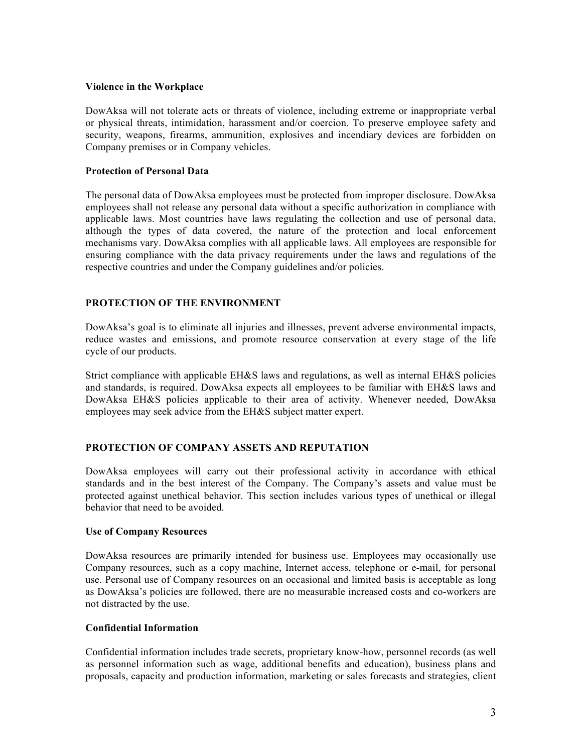### Violence in the Workplace

DowAksa will not tolerate acts or threats of violence, including extreme or inappropriate verbal or physical threats, intimidation, harassment and/or coercion. To preserve employee safety and security, weapons, firearms, ammunition, explosives and incendiary devices are forbidden on Company premises or in Company vehicles.

### Protection of Personal Data

The personal data of DowAksa employees must be protected from improper disclosure. DowAksa employees shall not release any personal data without a specific authorization in compliance with applicable laws. Most countries have laws regulating the collection and use of personal data, although the types of data covered, the nature of the protection and local enforcement mechanisms vary. DowAksa complies with all applicable laws. All employees are responsible for ensuring compliance with the data privacy requirements under the laws and regulations of the respective countries and under the Company guidelines and/or policies.

## PROTECTION OF THE ENVIRONMENT

DowAksa's goal is to eliminate all injuries and illnesses, prevent adverse environmental impacts, reduce wastes and emissions, and promote resource conservation at every stage of the life cycle of our products.

Strict compliance with applicable EH&S laws and regulations, as well as internal EH&S policies and standards, is required. DowAksa expects all employees to be familiar with EH&S laws and DowAksa EH&S policies applicable to their area of activity. Whenever needed, DowAksa employees may seek advice from the EH&S subject matter expert.

## PROTECTION OF COMPANY ASSETS AND REPUTATION

DowAksa employees will carry out their professional activity in accordance with ethical standards and in the best interest of the Company. The Company's assets and value must be protected against unethical behavior. This section includes various types of unethical or illegal behavior that need to be avoided.

### Use of Company Resources

DowAksa resources are primarily intended for business use. Employees may occasionally use Company resources, such as a copy machine, Internet access, telephone or e-mail, for personal use. Personal use of Company resources on an occasional and limited basis is acceptable as long as DowAksa's policies are followed, there are no measurable increased costs and co-workers are not distracted by the use.

### Confidential Information

Confidential information includes trade secrets, proprietary know-how, personnel records (as well as personnel information such as wage, additional benefits and education), business plans and proposals, capacity and production information, marketing or sales forecasts and strategies, client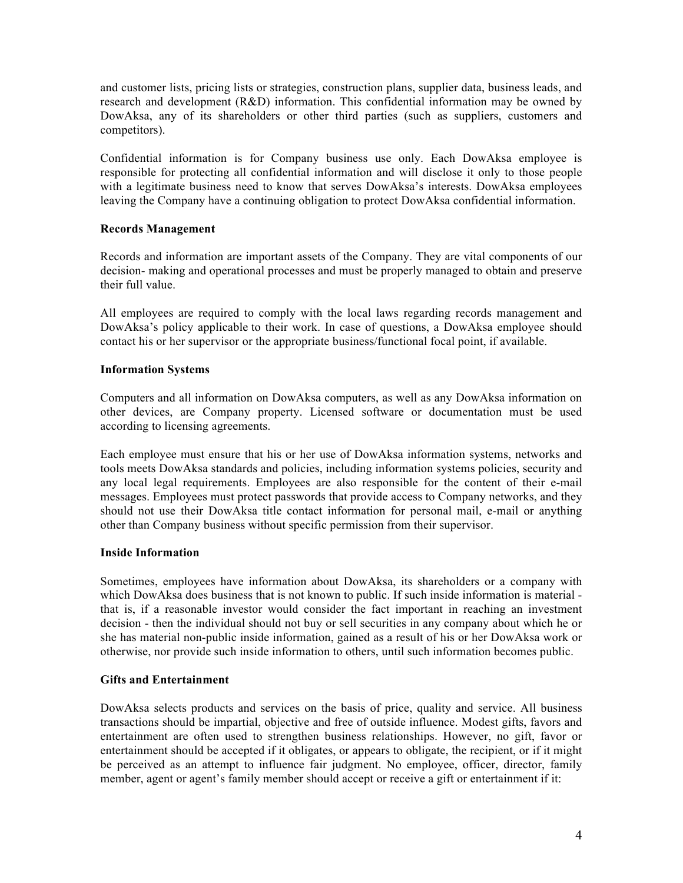and customer lists, pricing lists or strategies, construction plans, supplier data, business leads, and research and development (R&D) information. This confidential information may be owned by DowAksa, any of its shareholders or other third parties (such as suppliers, customers and competitors).

Confidential information is for Company business use only. Each DowAksa employee is responsible for protecting all confidential information and will disclose it only to those people with a legitimate business need to know that serves DowAksa's interests. DowAksa employees leaving the Company have a continuing obligation to protect DowAksa confidential information.

**Records Management**

Records and information are important assets of the Company. They are vital components of our decision- making and operational processes and must be properly managed to obtain and preserve their full value.

All employees are required to comply with the local laws regarding records management and DowAksa's policy applicable to their work. In case of questions, a DowAksa employee should contact his or her supervisor or the appropriate business/functional focal point, if available.

**Information Systems**

Computers and all information on DowAksa computers, as well as any DowAksa information on other devices, are Company property. Licensed software or documentation must be used according to licensing agreements.

Each employee must ensure that his or her use of DowAksa information systems, networks and tools meets DowAksa standards and policies, including information systems policies, security and any local legal requirements. Employees are also responsible for the content of their e-mail messages. Employees must protect passwords that provide access to Company networks, and they should not use their DowAksa title contact information for personal mail, e-mail or anything other than Company business without specific permission from their supervisor.

**Inside Information**

Sometimes, employees have information about DowAksa, its shareholders or a company with which DowAksa does business that is not known to public. If such inside information is material - that is, if a reasonable investor would consider the fact important in reaching an investment decision - then the individual should not buy or sell securities in any company about which he or she has material non-public inside information, gained as a result of his or her DowAksa work or otherwise, nor provide such inside information to others, until such information becomes public.

**Gifts and Entertainment**

DowAksa selects products and services on the basis of price, quality and service. All business transactions should be impartial, objective and free of outside influence. Modest gifts, favors and entertainment are often used to strengthen business relationships. However, no gift, favor or entertainment should be accepted if it obligates, or appears to obligate, the recipient, or if it might be perceived as an attempt to influence fair judgment. No employee, officer, director, family member, agent or agent's family member should accept or receive a gift or entertainment if it: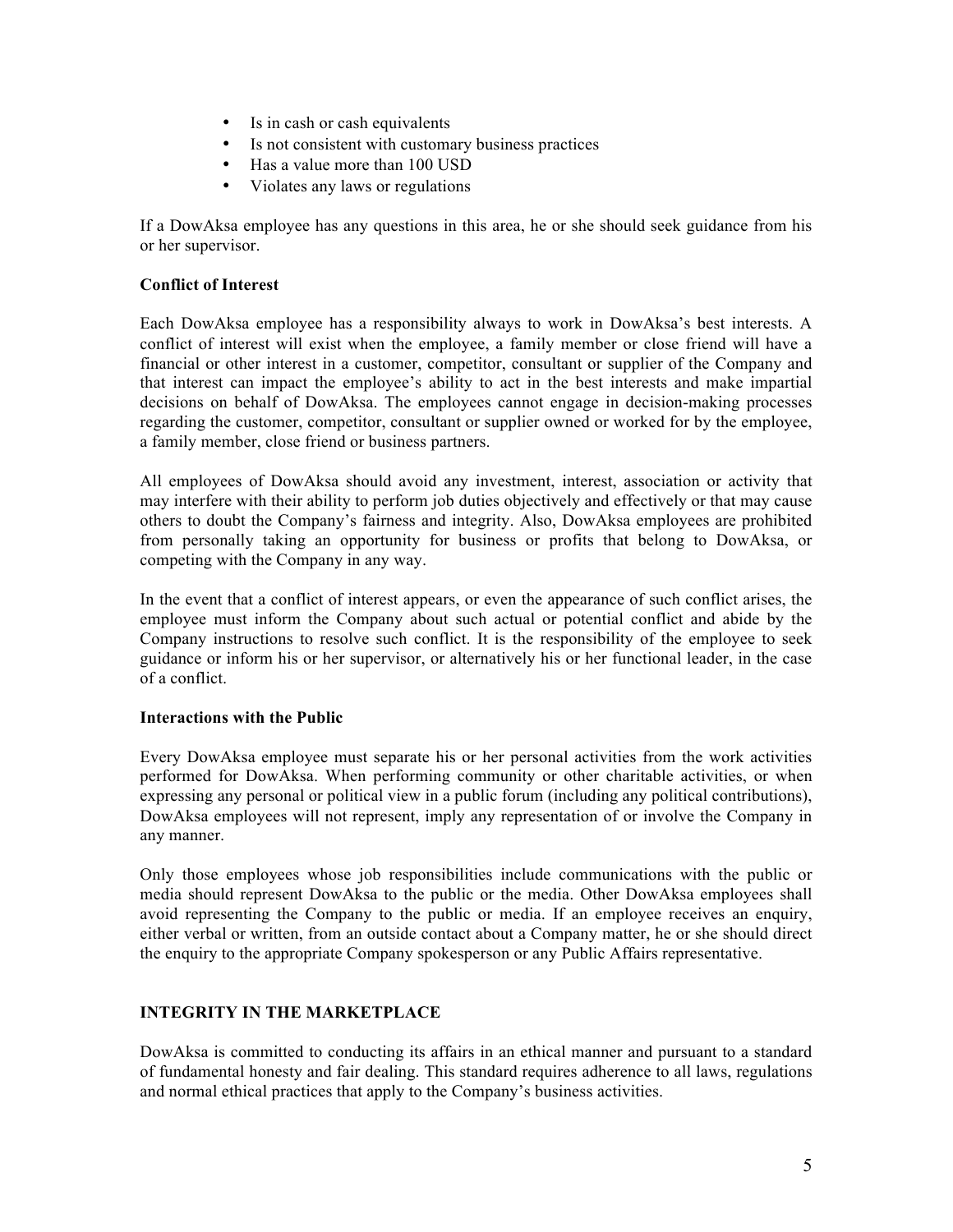- Is in cash or cash equivalents
- Is not consistent with customary business practices
- Has a value more than 100 USD
- Violates any laws or regulations

If a DowAksa employee has any questions in this area, he or she should seek guidance from his or her supervisor.

**Conflict of Interest**

Each DowAksa employee has a responsibility always to work in DowAksa's best interests. A conflict of interest will exist when the employee, a family member or close friend will have a financial or other interest in a customer, competitor, consultant or supplier of the Company and that interest can impact the employee's ability to act in the best interests and make impartial decisions on behalf of DowAksa. The employees cannot engage in decision-making processes regarding the customer, competitor, consultant or supplier owned or worked for by the employee, a family member, close friend or business partners.

All employees of DowAksa should avoid any investment, interest, association or activity that may interfere with their ability to perform job duties objectively and effectively or that may cause others to doubt the Company's fairness and integrity. Also, DowAksa employees are prohibited from personally taking an opportunity for business or profits that belong to DowAksa, or competing with the Company in any way.

In the event that a conflict of interest appears, or even the appearance of such conflict arises, the employee must inform the Company about such actual or potential conflict and abide by the Company instructions to resolve such conflict. It is the responsibility of the employee to seek guidance or inform his or her supervisor, or alternatively his or her functional leader, in the case of a conflict.

**Interactions with the Public**

Every DowAksa employee must separate his or her personal activities from the work activities performed for DowAksa. When performing community or other charitable activities, or when expressing any personal or political view in a public forum (including any political contributions), DowAksa employees will not represent, imply any representation of or involve the Company in any manner.

Only those employees whose job responsibilities include communications with the public or media should represent DowAksa to the public or the media. Other DowAksa employees shall avoid representing the Company to the public or media. If an employee receives an enquiry, either verbal or written, from an outside contact about a Company matter, he or she should direct the enquiry to the appropriate Company spokesperson or any Public Affairs representative.

## INTEGRITY IN THE MARKETPLACE

DowAksa is committed to conducting its affairs in an ethical manner and pursuant to a standard of fundamental honesty and fair dealing. This standard requires adherence to all laws, regulations and normal ethical practices that apply to the Company's business activities.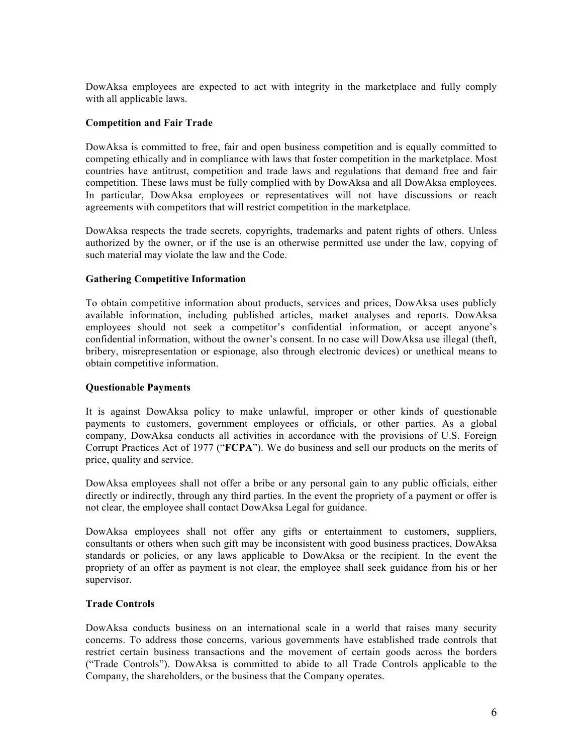DowAksa employees are expected to act with integrity in the marketplace and fully comply with all applicable laws.

**Competition and Fair Trade**

DowAksa is committed to free, fair and open business competition and is equally committed to competing ethically and in compliance with laws that foster competition in the marketplace. Most countries have antitrust, competition and trade laws and regulations that demand free and fair competition. These laws must be fully complied with by DowAksa and all DowAksa employees. In particular, DowAksa employees or representatives will not have discussions or reach agreements with competitors that will restrict competition in the marketplace.

DowAksa respects the trade secrets, copyrights, trademarks and patent rights of others. Unless authorized by the owner, or if the use is an otherwise permitted use under the law, copying of such material may violate the law and the Code.

**Gathering Competitive Information**

To obtain competitive information about products, services and prices, DowAksa uses publicly available information, including published articles, market analyses and reports. DowAksa employees should not seek a competitor's confidential information, or accept anyone's confidential information, without the owner's consent. In no case will DowAksa use illegal (theft, bribery, misrepresentation or espionage, also through electronic devices) or unethical means to obtain competitive information.

**Questionable Payments**

It is against DowAksa policy to make unlawful, improper or other kinds of questionable payments to customers, government employees or officials, or other parties. As a global company, DowAksa conducts all activities in accordance with the provisions of U.S. Foreign Corrupt Practices Act of 1977 ("**FCPA**"). We do business and sell our products on the merits of price, quality and service.

DowAksa employees shall not offer a bribe or any personal gain to any public officials, either directly or indirectly, through any third parties. In the event the propriety of a payment or offer is not clear, the employee shall contact DowAksa Legal for guidance.

DowAksa employees shall not offer any gifts or entertainment to customers, suppliers, consultants or others when such gift may be inconsistent with good business practices, DowAksa standards or policies, or any laws applicable to DowAksa or the recipient. In the event the propriety of an offer as payment is not clear, the employee shall seek guidance from his or her supervisor.

**Trade Controls**

DowAksa conducts business on an international scale in a world that raises many security concerns. To address those concerns, various governments have established trade controls that restrict certain business transactions and the movement of certain goods across the borders ("Trade Controls"). DowAksa is committed to abide to all Trade Controls applicable to the Company, the shareholders, or the business that the Company operates.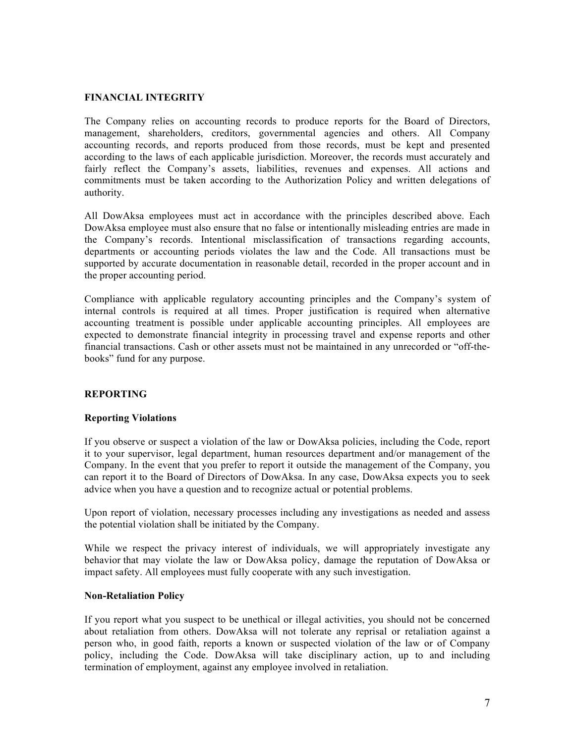## FINANCIAL INTEGRITY

The Company relies on accounting records to produce reports for the Board of Directors, management, shareholders, creditors, governmental agencies and others. All Company accounting records, and reports produced from those records, must be kept and presented according to the laws of each applicable jurisdiction. Moreover, the records must accurately and fairly reflect the Company's assets, liabilities, revenues and expenses. All actions and commitments must be taken according to the Authorization Policy and written delegations of authority.

All DowAksa employees must act in accordance with the principles described above. Each DowAksa employee must also ensure that no false or intentionally misleading entries are made in the Company's records. Intentional misclassification of transactions regarding accounts, departments or accounting periods violates the law and the Code. All transactions must be supported by accurate documentation in reasonable detail, recorded in the proper account and in the proper accounting period.

Compliance with applicable regulatory accounting principles and the Company's system of internal controls is required at all times. Proper justification is required when alternative accounting treatment is possible under applicable accounting principles. All employees are expected to demonstrate financial integrity in processing travel and expense reports and other financial transactions. Cash or other assets must not be maintained in any unrecorded or "off-the-books" fund for any purpose.

## REPORTING

### Reporting Violations

If you observe or suspect a violation of the law or DowAksa policies, including the Code, report it to your supervisor, legal department, human resources department and/or management of the Company. In the event that you prefer to report it outside the management of the Company, you can report it to the Board of Directors of DowAksa. In any case, DowAksa expects you to seek advice when you have a question and to recognize actual or potential problems.

Upon report of violation, necessary processes including any investigations as needed and assess the potential violation shall be initiated by the Company.

While we respect the privacy interest of individuals, we will appropriately investigate any behavior that may violate the law or DowAksa policy, damage the reputation of DowAksa or impact safety. All employees must fully cooperate with any such investigation.

### Non-Retaliation Policy

If you report what you suspect to be unethical or illegal activities, you should not be concerned about retaliation from others. DowAksa will not tolerate any reprisal or retaliation against a person who, in good faith, reports a known or suspected violation of the law or of Company policy, including the Code. DowAksa will take disciplinary action, up to and including termination of employment, against any employee involved in retaliation.